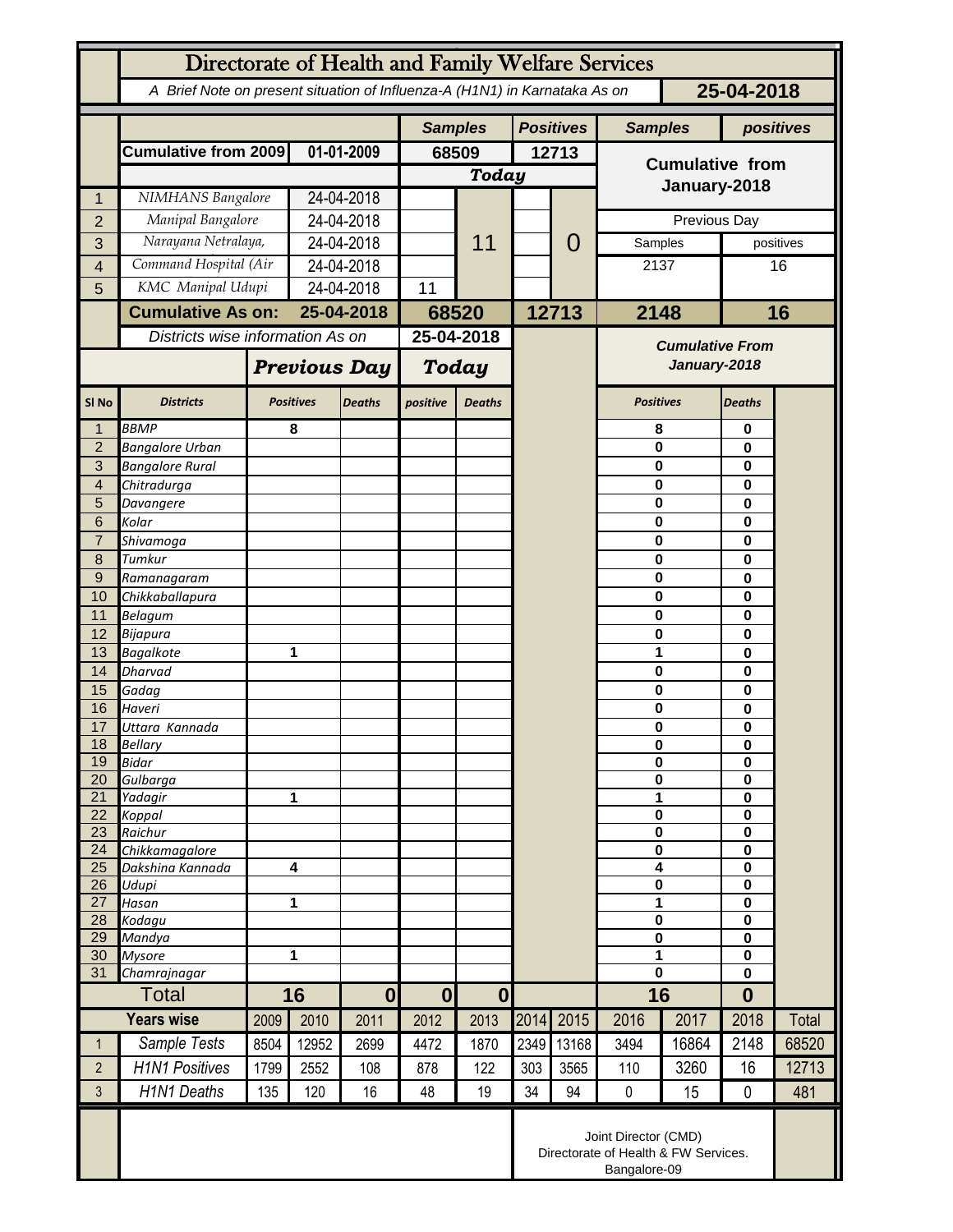# Directorate of Health and Family Welfare Services

*A Brief Note on present situation of Influenza-A (H1N1) in Karnataka As on* **25-04-2018**

| | | | Samples | | Positives | | Samples | positives |
|---|---|---|---|---|---|---|---|---|
| | **Cumulative from 2009** | **01-01-2009** | **68509** | | **12713** | | **Cumulative from January-2018** | |
| | | | **Today** | | | | | |
| 1 | NIMHANS Bangalore | 24-04-2018 | | 11 | | 0 | | |
| 2 | Manipal Bangalore | 24-04-2018 | | | | | Previous Day | |
| 3 | Narayana Netralaya, | 24-04-2018 | | | | | Samples | positives |
| 4 | Command Hospital (Air | 24-04-2018 | | | | | 2137 | 16 |
| 5 | KMC Manipal Udupi | 24-04-2018 | 11 | | | | | |
| | **Cumulative As on:** | **25-04-2018** | **68520** | | **12713** | | **2148** | **16** |

Districts wise information As on **25-04-2018**

| | | Previous Day | | Today | | Cumulative From January-2018 | |
|---|---|---|---|---|---|---|---|
| **Sl No** | **Districts** | **Positives** | **Deaths** | **positive** | **Deaths** | **Positives** | **Deaths** |
| 1 | BBMP | 8 | | | | 8 | 0 |
| 2 | Bangalore Urban | | | | | 0 | 0 |
| 3 | Bangalore Rural | | | | | 0 | 0 |
| 4 | Chitradurga | | | | | 0 | 0 |
| 5 | Davangere | | | | | 0 | 0 |
| 6 | Kolar | | | | | 0 | 0 |
| 7 | Shivamoga | | | | | 0 | 0 |
| 8 | Tumkur | | | | | 0 | 0 |
| 9 | Ramanagaram | | | | | 0 | 0 |
| 10 | Chikkaballapura | | | | | 0 | 0 |
| 11 | Belagum | | | | | 0 | 0 |
| 12 | Bijapura | | | | | 0 | 0 |
| 13 | Bagalkote | 1 | | | | 1 | 0 |
| 14 | Dharvad | | | | | 0 | 0 |
| 15 | Gadag | | | | | 0 | 0 |
| 16 | Haveri | | | | | 0 | 0 |
| 17 | Uttara Kannada | | | | | 0 | 0 |
| 18 | Bellary | | | | | 0 | 0 |
| 19 | Bidar | | | | | 0 | 0 |
| 20 | Gulbarga | | | | | 0 | 0 |
| 21 | Yadagir | 1 | | | | 1 | 0 |
| 22 | Koppal | | | | | 0 | 0 |
| 23 | Raichur | | | | | 0 | 0 |
| 24 | Chikkamagalore | | | | | 0 | 0 |
| 25 | Dakshina Kannada | 4 | | | | 4 | 0 |
| 26 | Udupi | | | | | 0 | 0 |
| 27 | Hasan | 1 | | | | 1 | 0 |
| 28 | Kodagu | | | | | 0 | 0 |
| 29 | Mandya | | | | | 0 | 0 |
| 30 | Mysore | 1 | | | | 1 | 0 |
| 31 | Chamrajnagar | | | | | 0 | 0 |
| | **Total** | **16** | **0** | **0** | **0** | **16** | **0** |

| | Years wise | 2009 | 2010 | 2011 | 2012 | 2013 | 2014 | 2015 | 2016 | 2017 | 2018 | Total |
|---|---|---|---|---|---|---|---|---|---|---|---|---|
| 1 | Sample Tests | 8504 | 12952 | 2699 | 4472 | 1870 | 2349 | 13168 | 3494 | 16864 | 2148 | 68520 |
| 2 | H1N1 Positives | 1799 | 2552 | 108 | 878 | 122 | 303 | 3565 | 110 | 3260 | 16 | 12713 |
| 3 | H1N1 Deaths | 135 | 120 | 16 | 48 | 19 | 34 | 94 | 0 | 15 | 0 | 481 |

Joint Director (CMD)
Directorate of Health & FW Services.
Bangalore-09